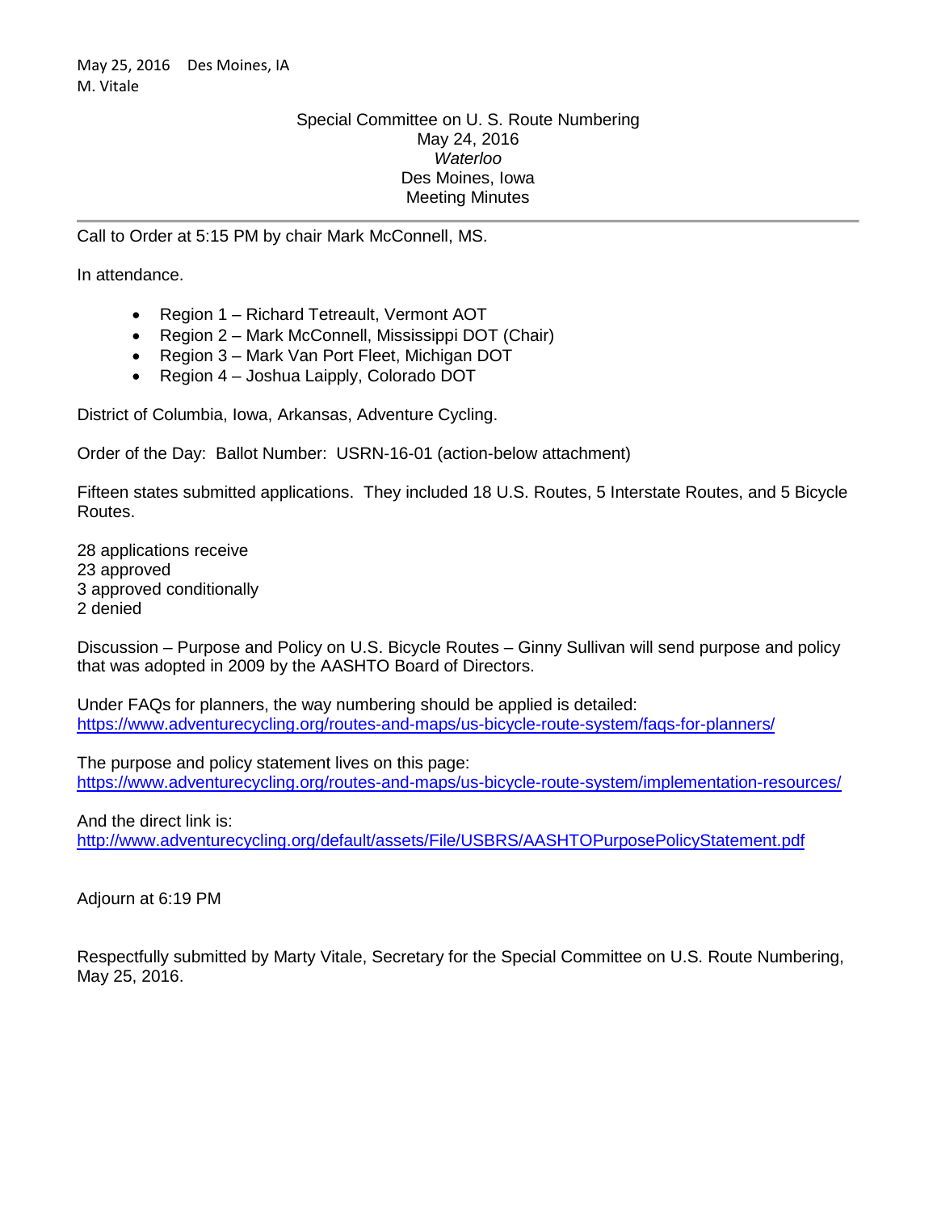May 25, 2016 Des Moines, IA
M. Vitale

Special Committee on U. S. Route Numbering
May 24, 2016
*Waterloo*
Des Moines, Iowa
Meeting Minutes

---

Call to Order at 5:15 PM by chair Mark McConnell, MS.

In attendance.

- Region 1 – Richard Tetreault, Vermont AOT
- Region 2 – Mark McConnell, Mississippi DOT (Chair)
- Region 3 – Mark Van Port Fleet, Michigan DOT
- Region 4 – Joshua Laipply, Colorado DOT

District of Columbia, Iowa, Arkansas, Adventure Cycling.

Order of the Day: Ballot Number: USRN-16-01 (action-below attachment)

Fifteen states submitted applications. They included 18 U.S. Routes, 5 Interstate Routes, and 5 Bicycle Routes.

28 applications receive
23 approved
3 approved conditionally
2 denied

Discussion – Purpose and Policy on U.S. Bicycle Routes – Ginny Sullivan will send purpose and policy that was adopted in 2009 by the AASHTO Board of Directors.

Under FAQs for planners, the way numbering should be applied is detailed:
https://www.adventurecycling.org/routes-and-maps/us-bicycle-route-system/faqs-for-planners/

The purpose and policy statement lives on this page:
https://www.adventurecycling.org/routes-and-maps/us-bicycle-route-system/implementation-resources/

And the direct link is:
http://www.adventurecycling.org/default/assets/File/USBRS/AASHTOPurposePolicyStatement.pdf

Adjourn at 6:19 PM

Respectfully submitted by Marty Vitale, Secretary for the Special Committee on U.S. Route Numbering, May 25, 2016.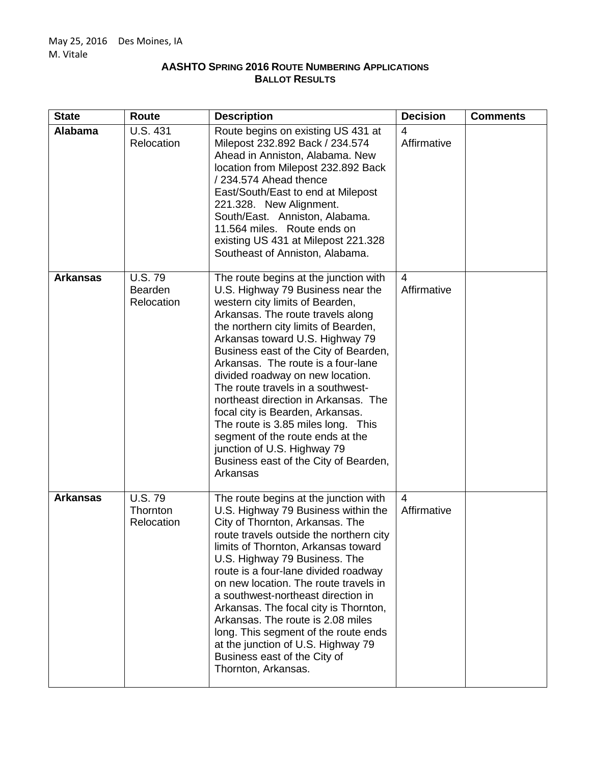May 25, 2016 Des Moines, IA
M. Vitale

## AASHTO Spring 2016 Route Numbering Applications
## Ballot Results

| State | Route | Description | Decision | Comments |
|---|---|---|---|---|
| **Alabama** | U.S. 431 Relocation | Route begins on existing US 431 at Milepost 232.892 Back / 234.574 Ahead in Anniston, Alabama. New location from Milepost 232.892 Back / 234.574 Ahead thence East/South/East to end at Milepost 221.328. New Alignment. South/East. Anniston, Alabama. 11.564 miles. Route ends on existing US 431 at Milepost 221.328 Southeast of Anniston, Alabama. | 4 Affirmative | |
| **Arkansas** | U.S. 79 Bearden Relocation | The route begins at the junction with U.S. Highway 79 Business near the western city limits of Bearden, Arkansas. The route travels along the northern city limits of Bearden, Arkansas toward U.S. Highway 79 Business east of the City of Bearden, Arkansas. The route is a four-lane divided roadway on new location. The route travels in a southwest-northeast direction in Arkansas. The focal city is Bearden, Arkansas. The route is 3.85 miles long. This segment of the route ends at the junction of U.S. Highway 79 Business east of the City of Bearden, Arkansas | 4 Affirmative | |
| **Arkansas** | U.S. 79 Thornton Relocation | The route begins at the junction with U.S. Highway 79 Business within the City of Thornton, Arkansas. The route travels outside the northern city limits of Thornton, Arkansas toward U.S. Highway 79 Business. The route is a four-lane divided roadway on new location. The route travels in a southwest-northeast direction in Arkansas. The focal city is Thornton, Arkansas. The route is 2.08 miles long. This segment of the route ends at the junction of U.S. Highway 79 Business east of the City of Thornton, Arkansas. | 4 Affirmative | |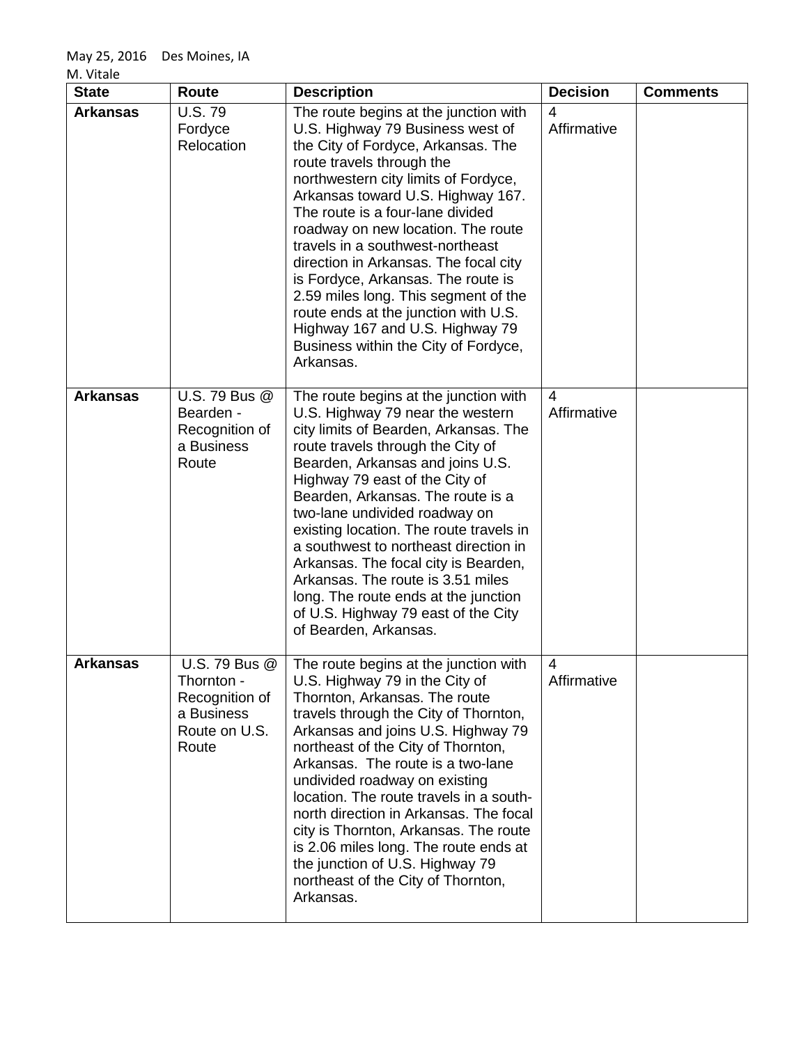May 25, 2016 Des Moines, IA
M. Vitale

| State | Route | Description | Decision | Comments |
|---|---|---|---|---|
| **Arkansas** | U.S. 79 Fordyce Relocation | The route begins at the junction with U.S. Highway 79 Business west of the City of Fordyce, Arkansas. The route travels through the northwestern city limits of Fordyce, Arkansas toward U.S. Highway 167. The route is a four-lane divided roadway on new location. The route travels in a southwest-northeast direction in Arkansas. The focal city is Fordyce, Arkansas. The route is 2.59 miles long. This segment of the route ends at the junction with U.S. Highway 167 and U.S. Highway 79 Business within the City of Fordyce, Arkansas. | 4 Affirmative | |
| **Arkansas** | U.S. 79 Bus @ Bearden - Recognition of a Business Route | The route begins at the junction with U.S. Highway 79 near the western city limits of Bearden, Arkansas. The route travels through the City of Bearden, Arkansas and joins U.S. Highway 79 east of the City of Bearden, Arkansas. The route is a two-lane undivided roadway on existing location. The route travels in a southwest to northeast direction in Arkansas. The focal city is Bearden, Arkansas. The route is 3.51 miles long. The route ends at the junction of U.S. Highway 79 east of the City of Bearden, Arkansas. | 4 Affirmative | |
| **Arkansas** | U.S. 79 Bus @ Thornton - Recognition of a Business Route on U.S. Route | The route begins at the junction with U.S. Highway 79 in the City of Thornton, Arkansas. The route travels through the City of Thornton, Arkansas and joins U.S. Highway 79 northeast of the City of Thornton, Arkansas. The route is a two-lane undivided roadway on existing location. The route travels in a south-north direction in Arkansas. The focal city is Thornton, Arkansas. The route is 2.06 miles long. The route ends at the junction of U.S. Highway 79 northeast of the City of Thornton, Arkansas. | 4 Affirmative | |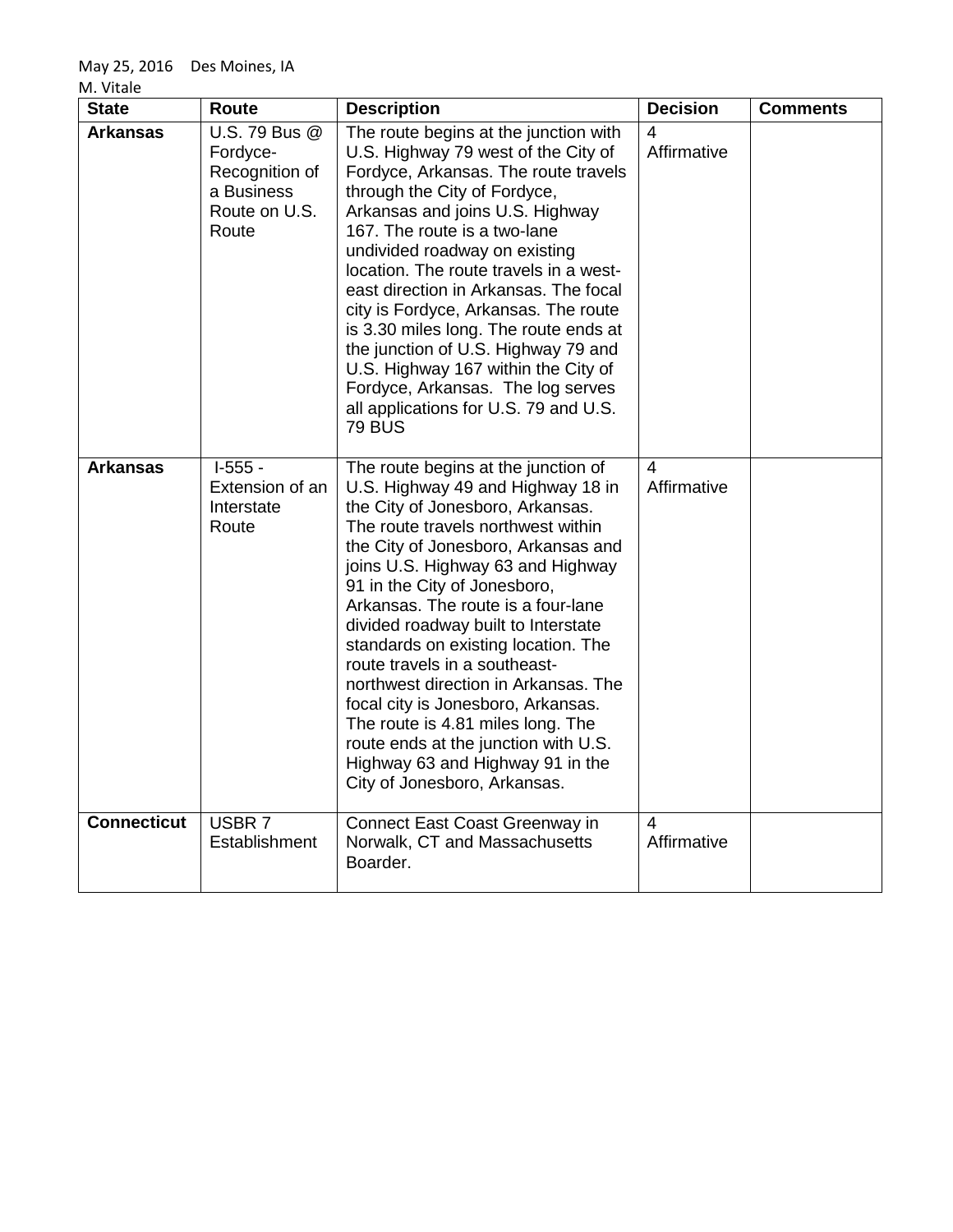May 25, 2016 Des Moines, IA
M. Vitale

| State | Route | Description | Decision | Comments |
|---|---|---|---|---|
| **Arkansas** | U.S. 79 Bus @ Fordyce- Recognition of a Business Route on U.S. Route | The route begins at the junction with U.S. Highway 79 west of the City of Fordyce, Arkansas. The route travels through the City of Fordyce, Arkansas and joins U.S. Highway 167. The route is a two-lane undivided roadway on existing location. The route travels in a west-east direction in Arkansas. The focal city is Fordyce, Arkansas. The route is 3.30 miles long. The route ends at the junction of U.S. Highway 79 and U.S. Highway 167 within the City of Fordyce, Arkansas. The log serves all applications for U.S. 79 and U.S. 79 BUS | 4 Affirmative | |
| **Arkansas** | I-555 - Extension of an Interstate Route | The route begins at the junction of U.S. Highway 49 and Highway 18 in the City of Jonesboro, Arkansas. The route travels northwest within the City of Jonesboro, Arkansas and joins U.S. Highway 63 and Highway 91 in the City of Jonesboro, Arkansas. The route is a four-lane divided roadway built to Interstate standards on existing location. The route travels in a southeast-northwest direction in Arkansas. The focal city is Jonesboro, Arkansas. The route is 4.81 miles long. The route ends at the junction with U.S. Highway 63 and Highway 91 in the City of Jonesboro, Arkansas. | 4 Affirmative | |
| **Connecticut** | USBR 7 Establishment | Connect East Coast Greenway in Norwalk, CT and Massachusetts Boarder. | 4 Affirmative | |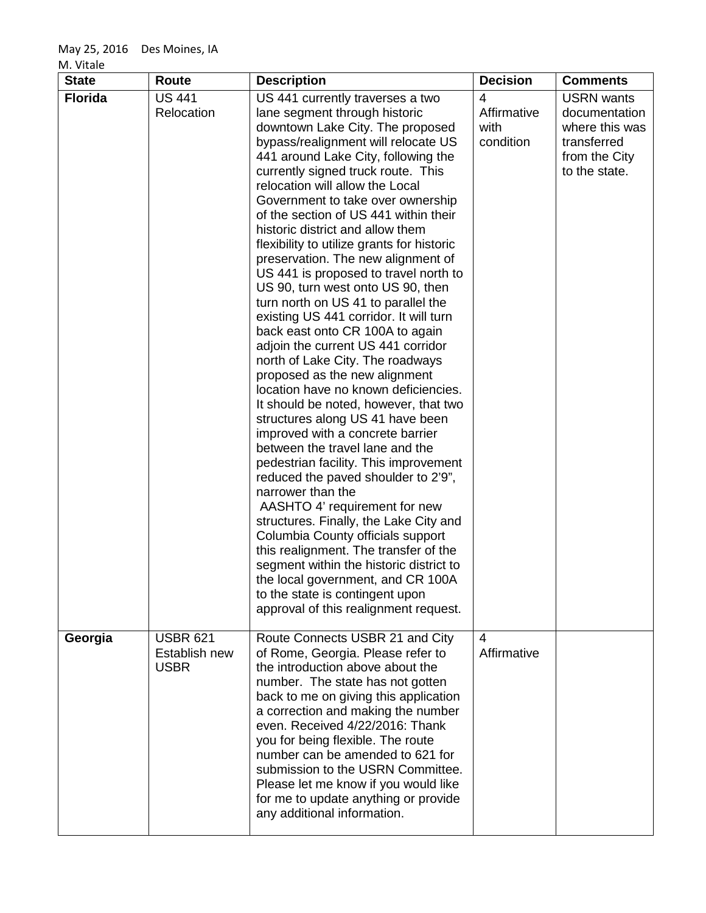May 25, 2016 Des Moines, IA

M. Vitale

| State | Route | Description | Decision | Comments |
| --- | --- | --- | --- | --- |
| **Florida** | US 441 Relocation | US 441 currently traverses a two lane segment through historic downtown Lake City. The proposed bypass/realignment will relocate US 441 around Lake City, following the currently signed truck route. This relocation will allow the Local Government to take over ownership of the section of US 441 within their historic district and allow them flexibility to utilize grants for historic preservation. The new alignment of US 441 is proposed to travel north to US 90, turn west onto US 90, then turn north on US 41 to parallel the existing US 441 corridor. It will turn back east onto CR 100A to again adjoin the current US 441 corridor north of Lake City. The roadways proposed as the new alignment location have no known deficiencies. It should be noted, however, that two structures along US 41 have been improved with a concrete barrier between the travel lane and the pedestrian facility. This improvement reduced the paved shoulder to 2'9", narrower than the AASHTO 4' requirement for new structures. Finally, the Lake City and Columbia County officials support this realignment. The transfer of the segment within the historic district to the local government, and CR 100A to the state is contingent upon approval of this realignment request. | 4 Affirmative with condition | USRN wants documentation where this was transferred from the City to the state. |
| **Georgia** | USBR 621 Establish new USBR | Route Connects USBR 21 and City of Rome, Georgia. Please refer to the introduction above about the number. The state has not gotten back to me on giving this application a correction and making the number even. Received 4/22/2016: Thank you for being flexible. The route number can be amended to 621 for submission to the USRN Committee. Please let me know if you would like for me to update anything or provide any additional information. | 4 Affirmative | |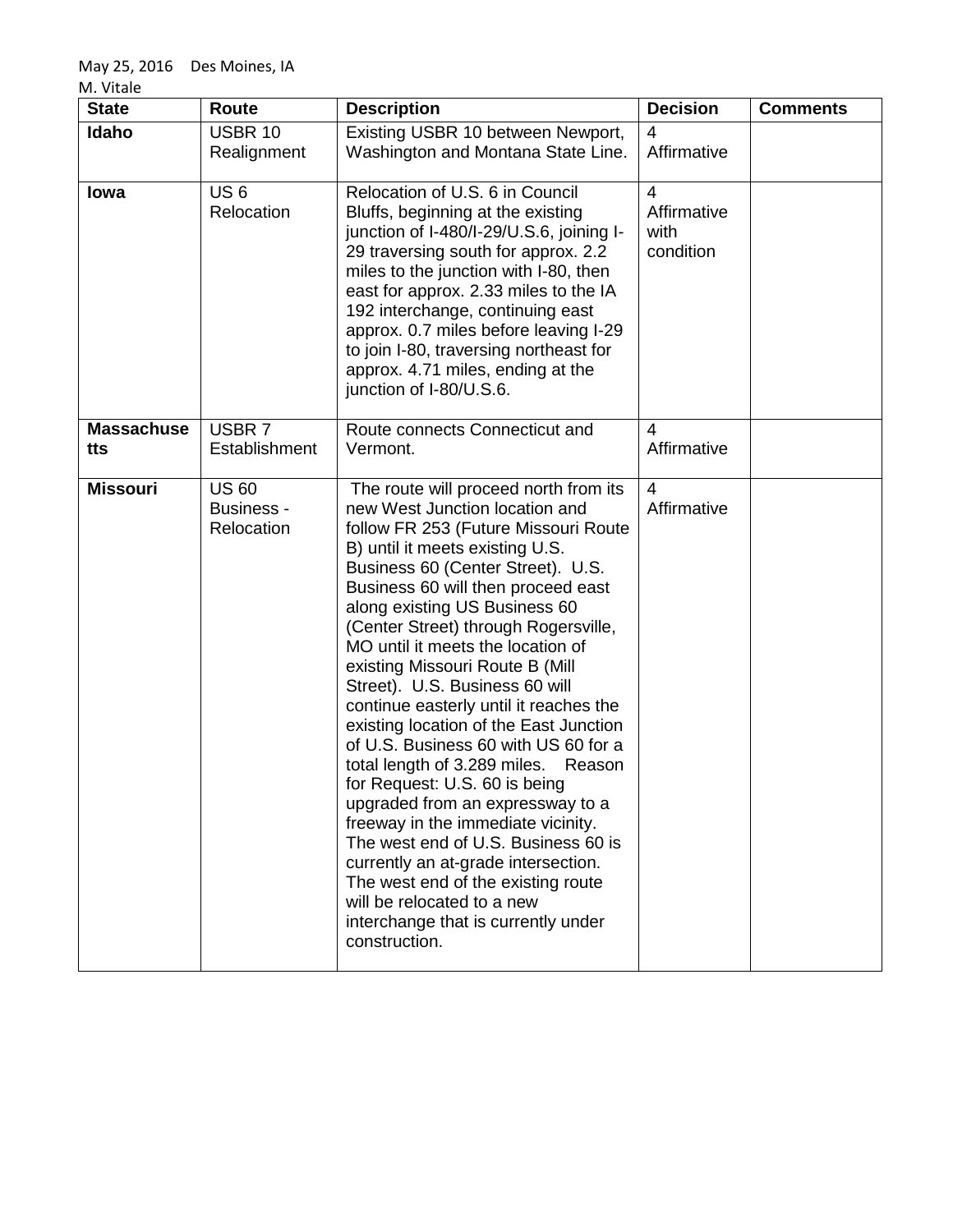May 25, 2016 Des Moines, IA
M. Vitale

| State | Route | Description | Decision | Comments |
| --- | --- | --- | --- | --- |
| **Idaho** | USBR 10 Realignment | Existing USBR 10 between Newport, Washington and Montana State Line. | 4 Affirmative | |
| **Iowa** | US 6 Relocation | Relocation of U.S. 6 in Council Bluffs, beginning at the existing junction of I-480/I-29/U.S.6, joining I-29 traversing south for approx. 2.2 miles to the junction with I-80, then east for approx. 2.33 miles to the IA 192 interchange, continuing east approx. 0.7 miles before leaving I-29 to join I-80, traversing northeast for approx. 4.71 miles, ending at the junction of I-80/U.S.6. | 4 Affirmative with condition | |
| **Massachusetts** | USBR 7 Establishment | Route connects Connecticut and Vermont. | 4 Affirmative | |
| **Missouri** | US 60 Business - Relocation | The route will proceed north from its new West Junction location and follow FR 253 (Future Missouri Route B) until it meets existing U.S. Business 60 (Center Street). U.S. Business 60 will then proceed east along existing US Business 60 (Center Street) through Rogersville, MO until it meets the location of existing Missouri Route B (Mill Street). U.S. Business 60 will continue easterly until it reaches the existing location of the East Junction of U.S. Business 60 with US 60 for a total length of 3.289 miles. Reason for Request: U.S. 60 is being upgraded from an expressway to a freeway in the immediate vicinity. The west end of U.S. Business 60 is currently an at-grade intersection. The west end of the existing route will be relocated to a new interchange that is currently under construction. | 4 Affirmative | |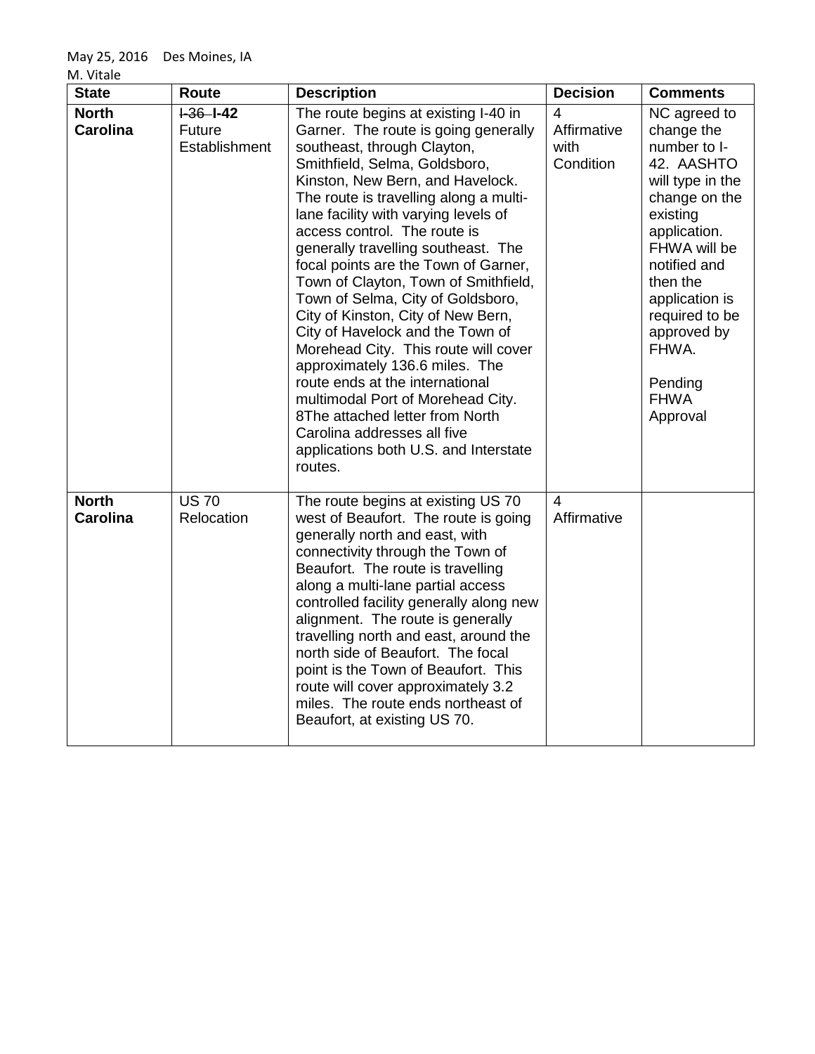May 25, 2016 Des Moines, IA
M. Vitale

| State | Route | Description | Decision | Comments |
|---|---|---|---|---|
| **North Carolina** | ~~I-36~~ **I-42** Future Establishment | The route begins at existing I-40 in Garner. The route is going generally southeast, through Clayton, Smithfield, Selma, Goldsboro, Kinston, New Bern, and Havelock. The route is travelling along a multi-lane facility with varying levels of access control. The route is generally travelling southeast. The focal points are the Town of Garner, Town of Clayton, Town of Smithfield, Town of Selma, City of Goldsboro, City of Kinston, City of New Bern, City of Havelock and the Town of Morehead City. This route will cover approximately 136.6 miles. The route ends at the international multimodal Port of Morehead City. 8The attached letter from North Carolina addresses all five applications both U.S. and Interstate routes. | 4 Affirmative with Condition | NC agreed to change the number to I-42. AASHTO will type in the change on the existing application. FHWA will be notified and then the application is required to be approved by FHWA. Pending FHWA Approval |
| **North Carolina** | US 70 Relocation | The route begins at existing US 70 west of Beaufort. The route is going generally north and east, with connectivity through the Town of Beaufort. The route is travelling along a multi-lane partial access controlled facility generally along new alignment. The route is generally travelling north and east, around the north side of Beaufort. The focal point is the Town of Beaufort. This route will cover approximately 3.2 miles. The route ends northeast of Beaufort, at existing US 70. | 4 Affirmative | |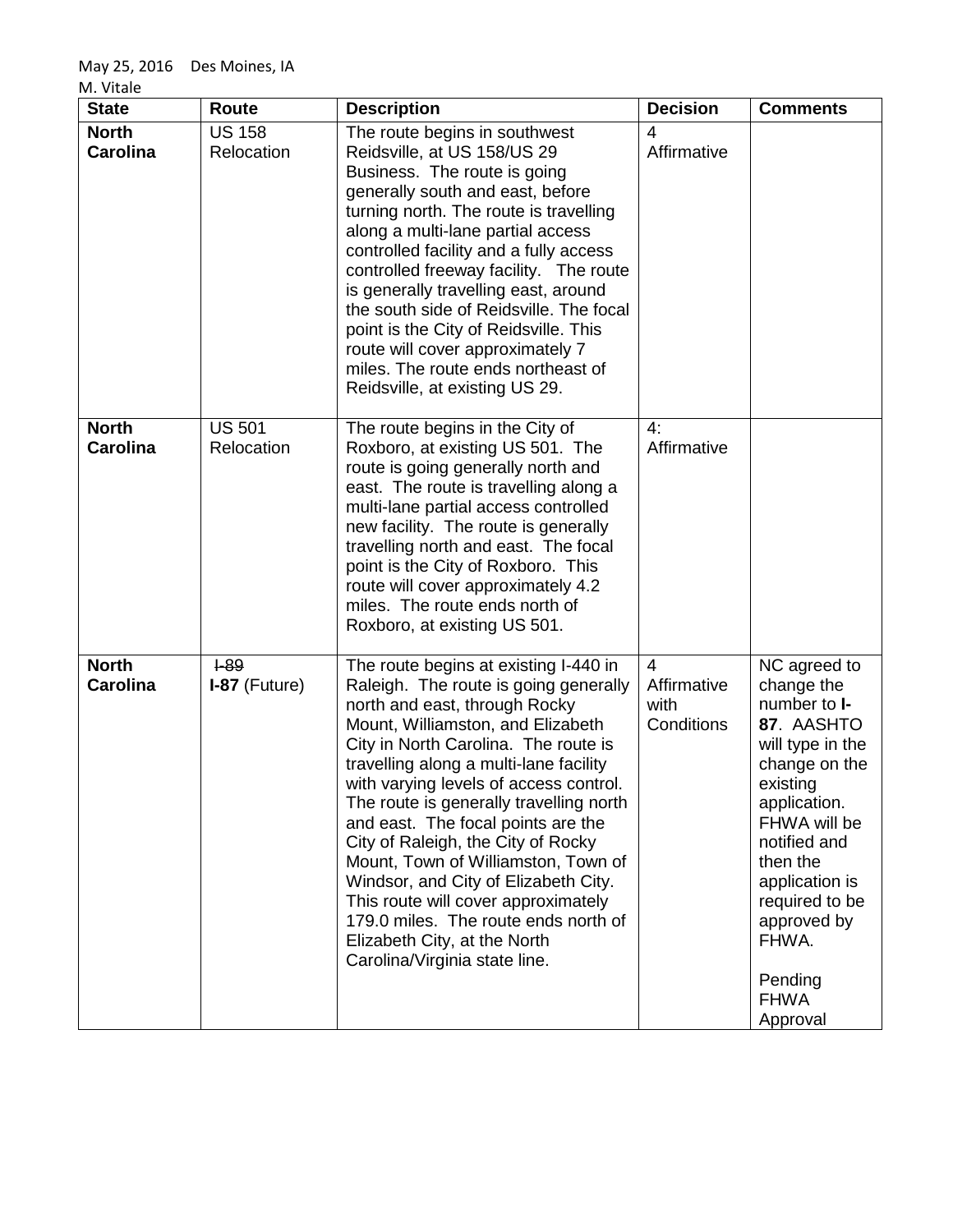May 25, 2016 Des Moines, IA
M. Vitale

| State | Route | Description | Decision | Comments |
|---|---|---|---|---|
| **North Carolina** | US 158 Relocation | The route begins in southwest Reidsville, at US 158/US 29 Business. The route is going generally south and east, before turning north. The route is travelling along a multi-lane partial access controlled facility and a fully access controlled freeway facility. The route is generally travelling east, around the south side of Reidsville. The focal point is the City of Reidsville. This route will cover approximately 7 miles. The route ends northeast of Reidsville, at existing US 29. | 4 Affirmative | |
| **North Carolina** | US 501 Relocation | The route begins in the City of Roxboro, at existing US 501. The route is going generally north and east. The route is travelling along a multi-lane partial access controlled new facility. The route is generally travelling north and east. The focal point is the City of Roxboro. This route will cover approximately 4.2 miles. The route ends north of Roxboro, at existing US 501. | 4: Affirmative | |
| **North Carolina** | ~~I-89~~ **I-87** (Future) | The route begins at existing I-440 in Raleigh. The route is going generally north and east, through Rocky Mount, Williamston, and Elizabeth City in North Carolina. The route is travelling along a multi-lane facility with varying levels of access control. The route is generally travelling north and east. The focal points are the City of Raleigh, the City of Rocky Mount, Town of Williamston, Town of Windsor, and City of Elizabeth City. This route will cover approximately 179.0 miles. The route ends north of Elizabeth City, at the North Carolina/Virginia state line. | 4 Affirmative with Conditions | NC agreed to change the number to **I-87**. AASHTO will type in the change on the existing application. FHWA will be notified and then the application is required to be approved by FHWA. Pending FHWA Approval |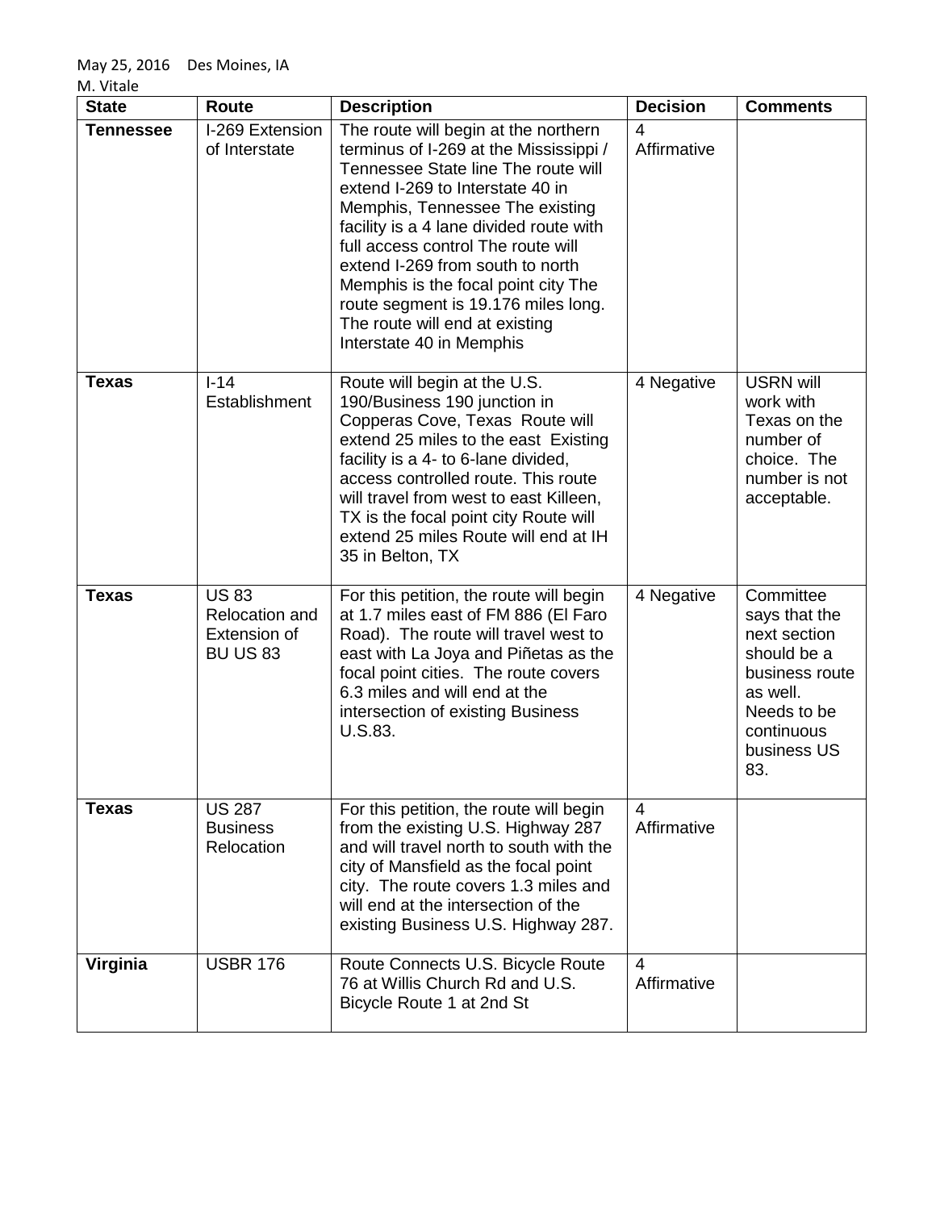May 25, 2016 Des Moines, IA
M. Vitale

| State | Route | Description | Decision | Comments |
|---|---|---|---|---|
| **Tennessee** | I-269 Extension of Interstate | The route will begin at the northern terminus of I-269 at the Mississippi / Tennessee State line The route will extend I-269 to Interstate 40 in Memphis, Tennessee The existing facility is a 4 lane divided route with full access control The route will extend I-269 from south to north Memphis is the focal point city The route segment is 19.176 miles long. The route will end at existing Interstate 40 in Memphis | 4 Affirmative | |
| **Texas** | I-14 Establishment | Route will begin at the U.S. 190/Business 190 junction in Copperas Cove, Texas Route will extend 25 miles to the east Existing facility is a 4- to 6-lane divided, access controlled route. This route will travel from west to east Killeen, TX is the focal point city Route will extend 25 miles Route will end at IH 35 in Belton, TX | 4 Negative | USRN will work with Texas on the number of choice. The number is not acceptable. |
| **Texas** | US 83 Relocation and Extension of BU US 83 | For this petition, the route will begin at 1.7 miles east of FM 886 (El Faro Road). The route will travel west to east with La Joya and Piñetas as the focal point cities. The route covers 6.3 miles and will end at the intersection of existing Business U.S.83. | 4 Negative | Committee says that the next section should be a business route as well. Needs to be continuous business US 83. |
| **Texas** | US 287 Business Relocation | For this petition, the route will begin from the existing U.S. Highway 287 and will travel north to south with the city of Mansfield as the focal point city. The route covers 1.3 miles and will end at the intersection of the existing Business U.S. Highway 287. | 4 Affirmative | |
| **Virginia** | USBR 176 | Route Connects U.S. Bicycle Route 76 at Willis Church Rd and U.S. Bicycle Route 1 at 2nd St | 4 Affirmative | |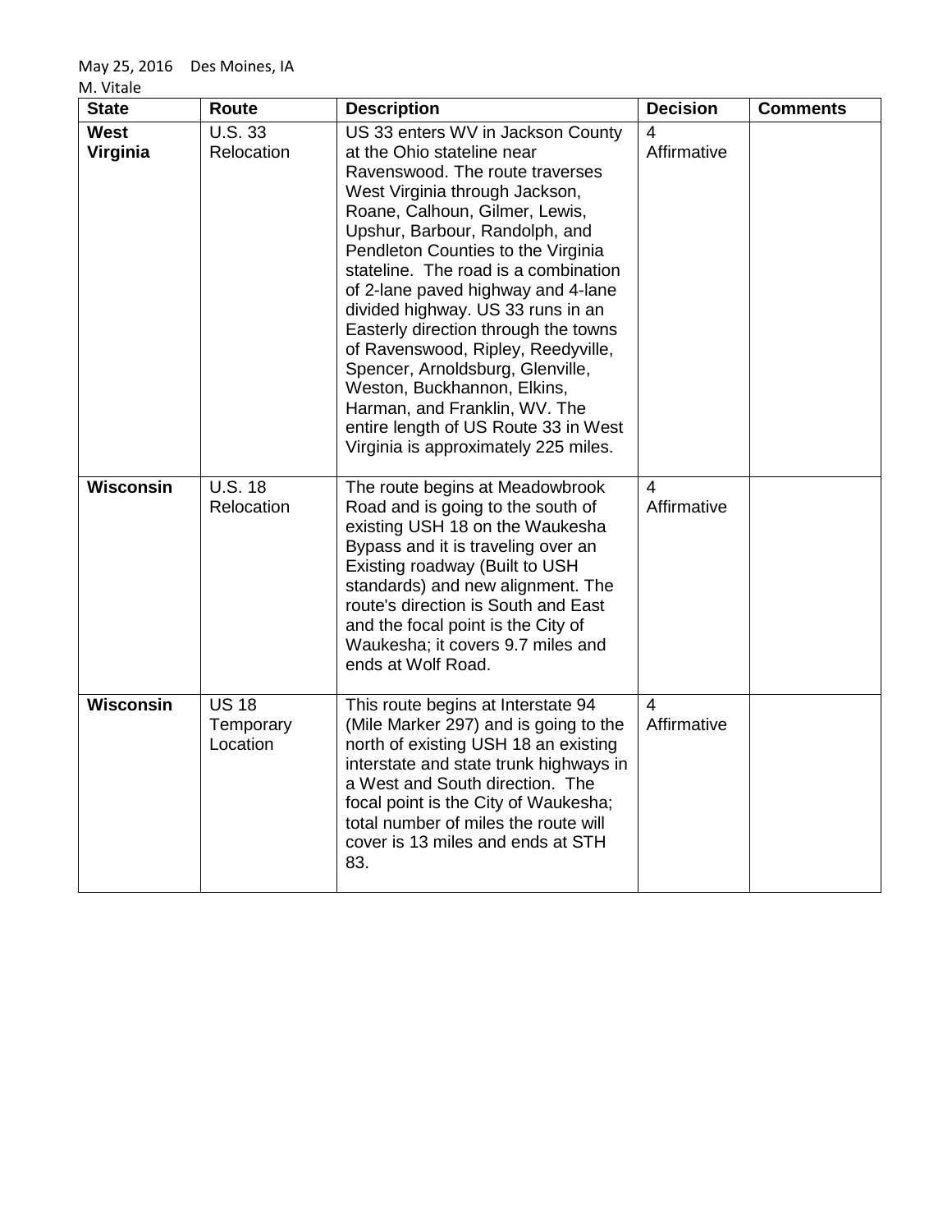May 25, 2016 Des Moines, IA
M. Vitale

| State | Route | Description | Decision | Comments |
|---|---|---|---|---|
| **West Virginia** | U.S. 33 Relocation | US 33 enters WV in Jackson County at the Ohio stateline near Ravenswood. The route traverses West Virginia through Jackson, Roane, Calhoun, Gilmer, Lewis, Upshur, Barbour, Randolph, and Pendleton Counties to the Virginia stateline. The road is a combination of 2-lane paved highway and 4-lane divided highway. US 33 runs in an Easterly direction through the towns of Ravenswood, Ripley, Reedyville, Spencer, Arnoldsburg, Glenville, Weston, Buckhannon, Elkins, Harman, and Franklin, WV. The entire length of US Route 33 in West Virginia is approximately 225 miles. | 4 Affirmative | |
| **Wisconsin** | U.S. 18 Relocation | The route begins at Meadowbrook Road and is going to the south of existing USH 18 on the Waukesha Bypass and it is traveling over an Existing roadway (Built to USH standards) and new alignment. The route's direction is South and East and the focal point is the City of Waukesha; it covers 9.7 miles and ends at Wolf Road. | 4 Affirmative | |
| **Wisconsin** | US 18 Temporary Location | This route begins at Interstate 94 (Mile Marker 297) and is going to the north of existing USH 18 an existing interstate and state trunk highways in a West and South direction. The focal point is the City of Waukesha; total number of miles the route will cover is 13 miles and ends at STH 83. | 4 Affirmative | |